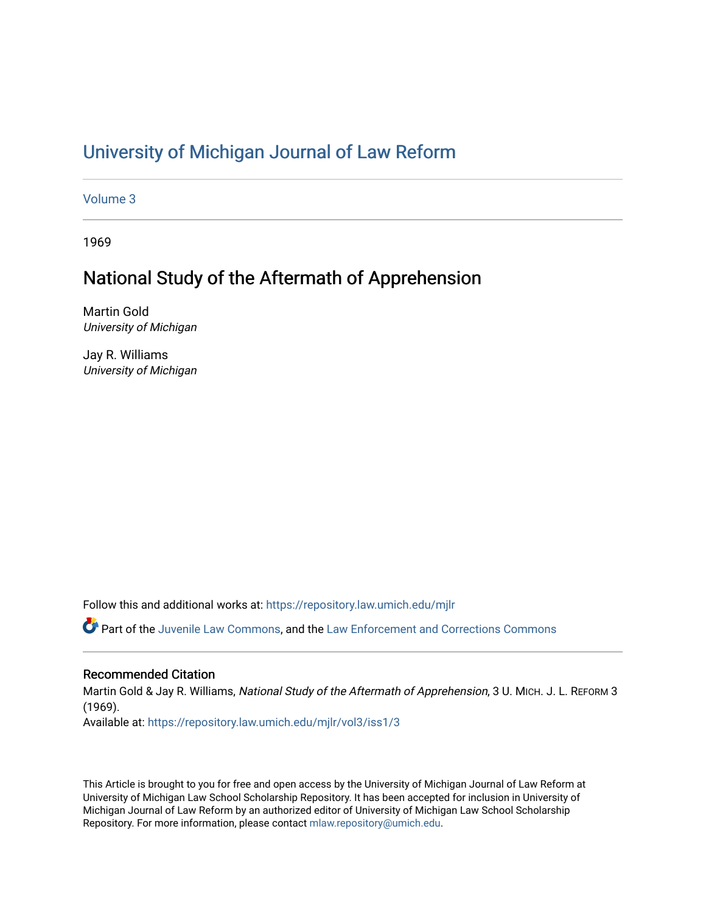# University of Michigan Journal of Law Reform

Volume 3

1969

## National Study of the Aftermath of Apprehension

Martin Gold
*University of Michigan*

Jay R. Williams
*University of Michigan*

Follow this and additional works at: https://repository.law.umich.edu/mjlr

Part of the Juvenile Law Commons, and the Law Enforcement and Corrections Commons

### Recommended Citation

Martin Gold & Jay R. Williams, *National Study of the Aftermath of Apprehension*, 3 U. MICH. J. L. REFORM 3 (1969).
Available at: https://repository.law.umich.edu/mjlr/vol3/iss1/3

This Article is brought to you for free and open access by the University of Michigan Journal of Law Reform at University of Michigan Law School Scholarship Repository. It has been accepted for inclusion in University of Michigan Journal of Law Reform by an authorized editor of University of Michigan Law School Scholarship Repository. For more information, please contact mlaw.repository@umich.edu.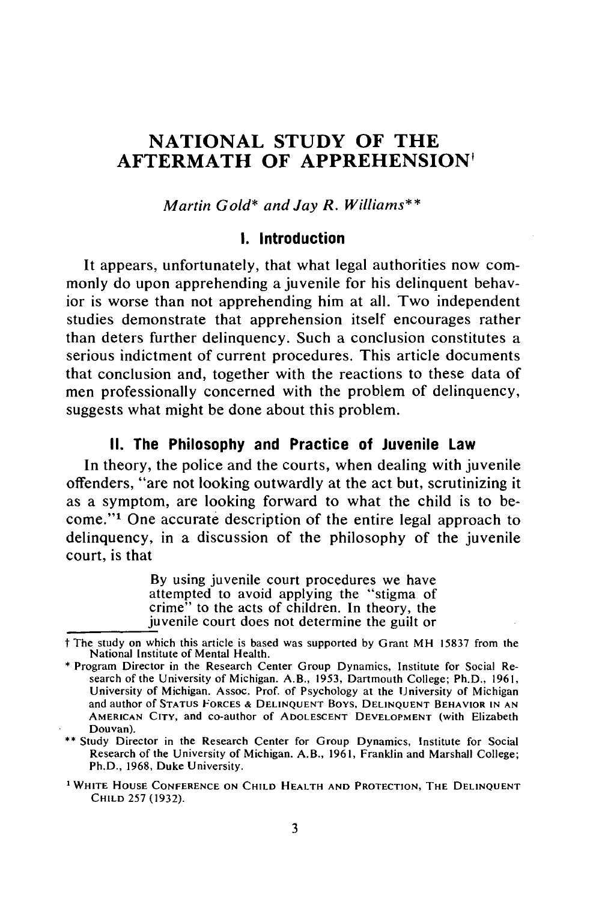# NATIONAL STUDY OF THE AFTERMATH OF APPREHENSION†

*Martin Gold\* and Jay R. Williams\*\**

## I. Introduction

It appears, unfortunately, that what legal authorities now commonly do upon apprehending a juvenile for his delinquent behavior is worse than not apprehending him at all. Two independent studies demonstrate that apprehension itself encourages rather than deters further delinquency. Such a conclusion constitutes a serious indictment of current procedures. This article documents that conclusion and, together with the reactions to these data of men professionally concerned with the problem of delinquency, suggests what might be done about this problem.

## II. The Philosophy and Practice of Juvenile Law

In theory, the police and the courts, when dealing with juvenile offenders, "are not looking outwardly at the act but, scrutinizing it as a symptom, are looking forward to what the child is to become."[1] One accurate description of the entire legal approach to delinquency, in a discussion of the philosophy of the juvenile court, is that

> By using juvenile court procedures we have attempted to avoid applying the "stigma of crime" to the acts of children. In theory, the juvenile court does not determine the guilt or

---

† The study on which this article is based was supported by Grant MH 15837 from the National Institute of Mental Health.

\* Program Director in the Research Center Group Dynamics, Institute for Social Research of the University of Michigan. A.B., 1953, Dartmouth College; Ph.D., 1961, University of Michigan. Assoc. Prof. of Psychology at the University of Michigan and author of STATUS FORCES & DELINQUENT BOYS, DELINQUENT BEHAVIOR IN AN AMERICAN CITY, and co-author of ADOLESCENT DEVELOPMENT (with Elizabeth Douvan).

\*\* Study Director in the Research Center for Group Dynamics, Institute for Social Research of the University of Michigan. A.B., 1961, Franklin and Marshall College; Ph.D., 1968, Duke University.

[1] WHITE HOUSE CONFERENCE ON CHILD HEALTH AND PROTECTION, THE DELINQUENT CHILD 257 (1932).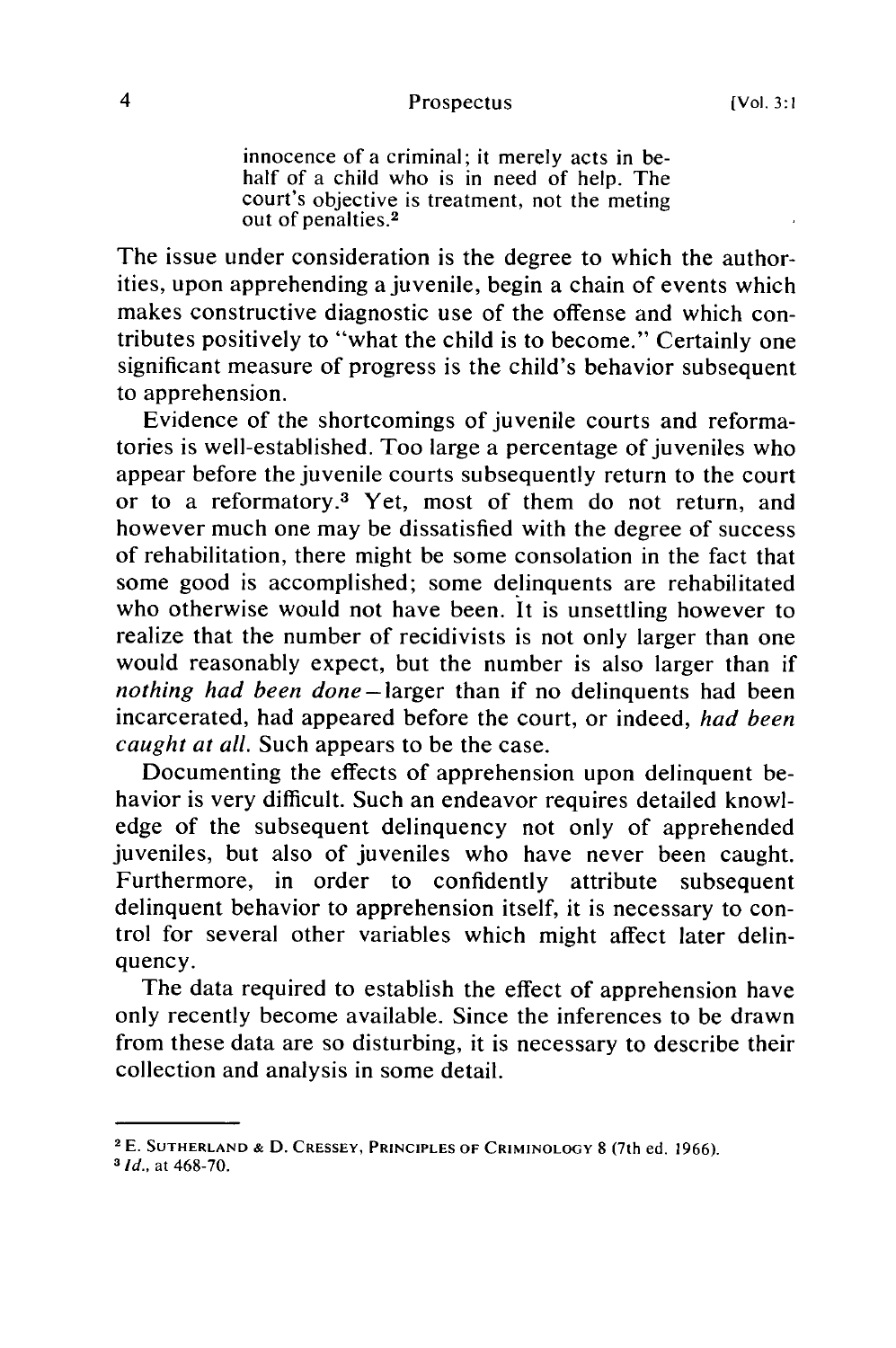> innocence of a criminal; it merely acts in behalf of a child who is in need of help. The court's objective is treatment, not the meting out of penalties.[2]

The issue under consideration is the degree to which the authorities, upon apprehending a juvenile, begin a chain of events which makes constructive diagnostic use of the offense and which contributes positively to "what the child is to become." Certainly one significant measure of progress is the child's behavior subsequent to apprehension.

Evidence of the shortcomings of juvenile courts and reformatories is well-established. Too large a percentage of juveniles who appear before the juvenile courts subsequently return to the court or to a reformatory.[3] Yet, most of them do not return, and however much one may be dissatisfied with the degree of success of rehabilitation, there might be some consolation in the fact that some good is accomplished; some delinquents are rehabilitated who otherwise would not have been. It is unsettling however to realize that the number of recidivists is not only larger than one would reasonably expect, but the number is also larger than if *nothing had been done*—larger than if no delinquents had been incarcerated, had appeared before the court, or indeed, *had been caught at all.* Such appears to be the case.

Documenting the effects of apprehension upon delinquent behavior is very difficult. Such an endeavor requires detailed knowledge of the subsequent delinquency not only of apprehended juveniles, but also of juveniles who have never been caught. Furthermore, in order to confidently attribute subsequent delinquent behavior to apprehension itself, it is necessary to control for several other variables which might affect later delinquency.

The data required to establish the effect of apprehension have only recently become available. Since the inferences to be drawn from these data are so disturbing, it is necessary to describe their collection and analysis in some detail.

---

[2] E. SUTHERLAND & D. CRESSEY, PRINCIPLES OF CRIMINOLOGY 8 (7th ed. 1966).

[3] *Id.*, at 468-70.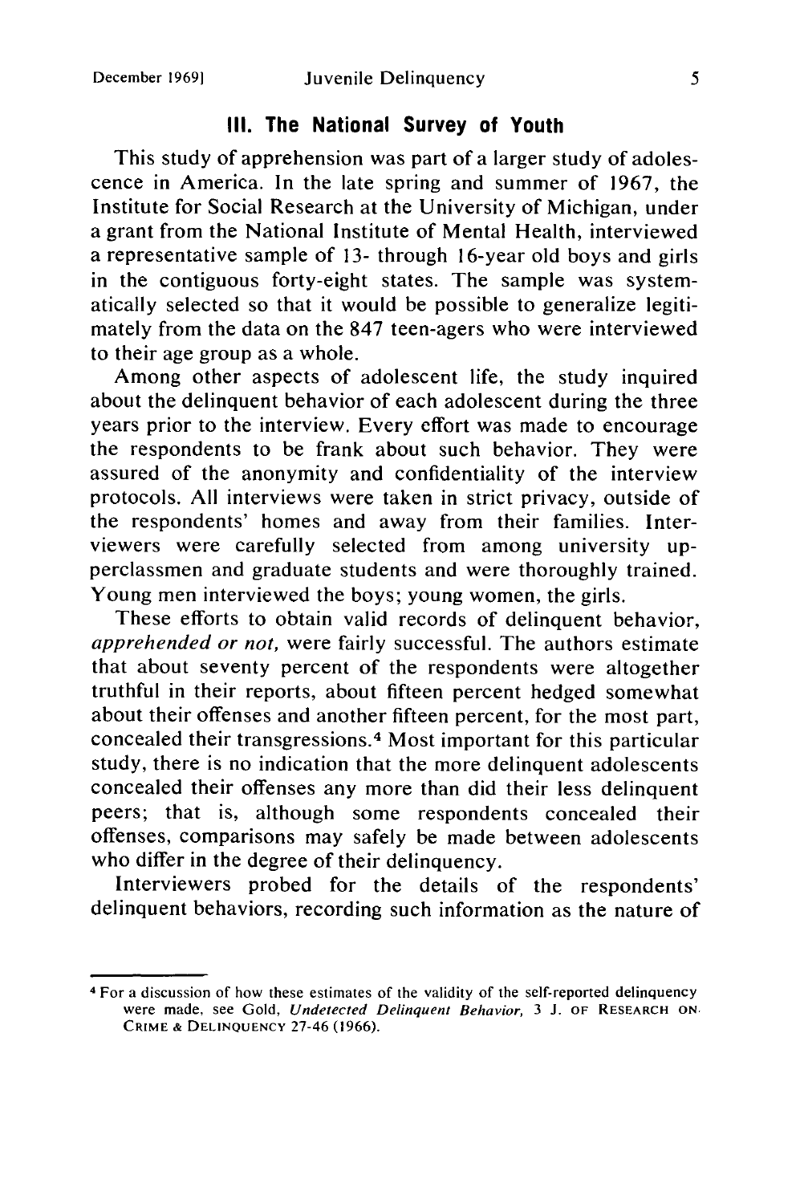## III. The National Survey of Youth

This study of apprehension was part of a larger study of adolescence in America. In the late spring and summer of 1967, the Institute for Social Research at the University of Michigan, under a grant from the National Institute of Mental Health, interviewed a representative sample of 13- through 16-year old boys and girls in the contiguous forty-eight states. The sample was systematically selected so that it would be possible to generalize legitimately from the data on the 847 teen-agers who were interviewed to their age group as a whole.

Among other aspects of adolescent life, the study inquired about the delinquent behavior of each adolescent during the three years prior to the interview. Every effort was made to encourage the respondents to be frank about such behavior. They were assured of the anonymity and confidentiality of the interview protocols. All interviews were taken in strict privacy, outside of the respondents' homes and away from their families. Interviewers were carefully selected from among university upperclassmen and graduate students and were thoroughly trained. Young men interviewed the boys; young women, the girls.

These efforts to obtain valid records of delinquent behavior, *apprehended or not,* were fairly successful. The authors estimate that about seventy percent of the respondents were altogether truthful in their reports, about fifteen percent hedged somewhat about their offenses and another fifteen percent, for the most part, concealed their transgressions.[4] Most important for this particular study, there is no indication that the more delinquent adolescents concealed their offenses any more than did their less delinquent peers; that is, although some respondents concealed their offenses, comparisons may safely be made between adolescents who differ in the degree of their delinquency.

Interviewers probed for the details of the respondents' delinquent behaviors, recording such information as the nature of

---

[4] For a discussion of how these estimates of the validity of the self-reported delinquency were made, see Gold, *Undetected Delinquent Behavior,* 3 J. OF RESEARCH ON CRIME & DELINQUENCY 27-46 (1966).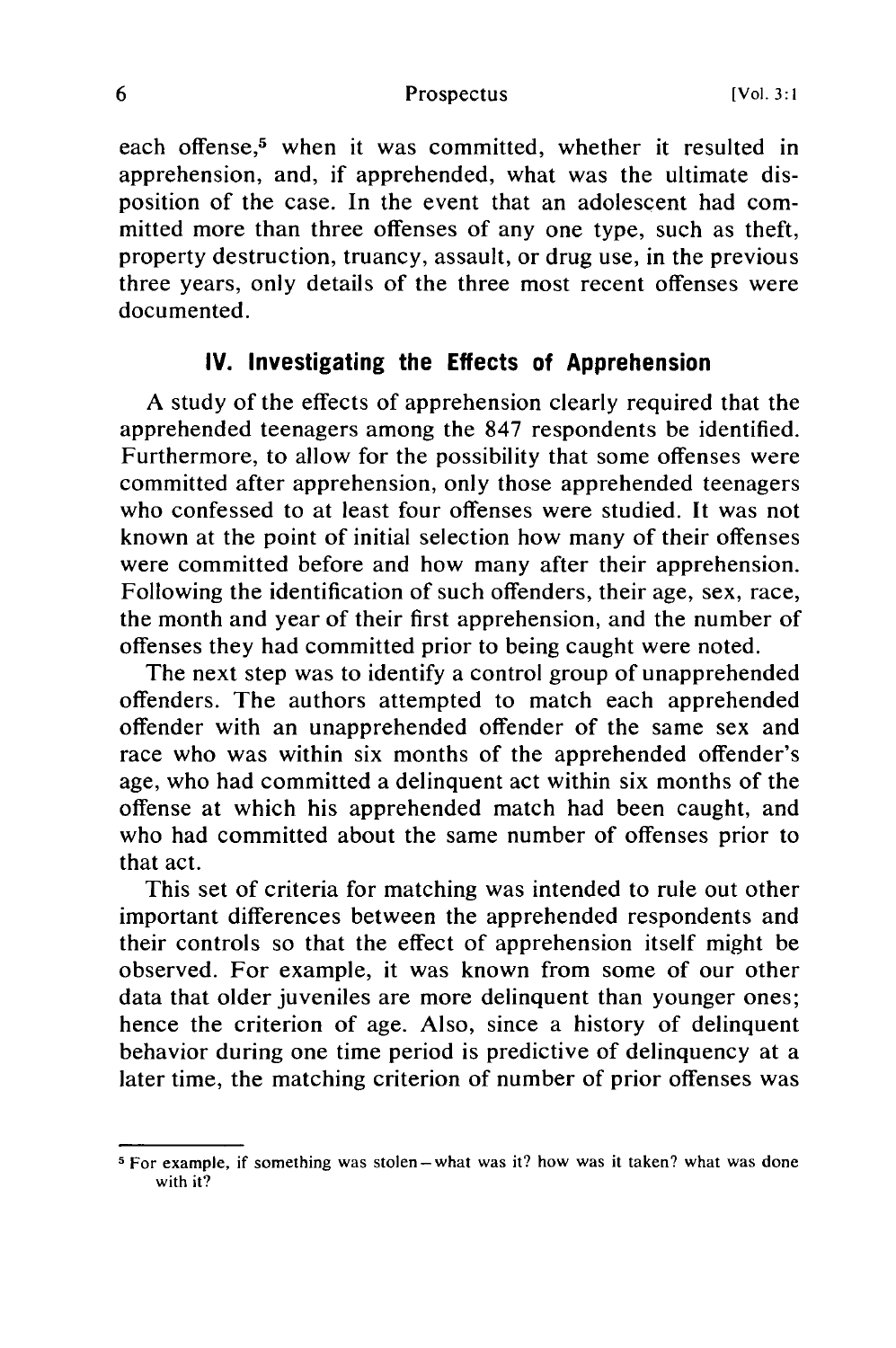each offense,[5] when it was committed, whether it resulted in apprehension, and, if apprehended, what was the ultimate disposition of the case. In the event that an adolescent had committed more than three offenses of any one type, such as theft, property destruction, truancy, assault, or drug use, in the previous three years, only details of the three most recent offenses were documented.

## IV. Investigating the Effects of Apprehension

A study of the effects of apprehension clearly required that the apprehended teenagers among the 847 respondents be identified. Furthermore, to allow for the possibility that some offenses were committed after apprehension, only those apprehended teenagers who confessed to at least four offenses were studied. It was not known at the point of initial selection how many of their offenses were committed before and how many after their apprehension. Following the identification of such offenders, their age, sex, race, the month and year of their first apprehension, and the number of offenses they had committed prior to being caught were noted.

The next step was to identify a control group of unapprehended offenders. The authors attempted to match each apprehended offender with an unapprehended offender of the same sex and race who was within six months of the apprehended offender's age, who had committed a delinquent act within six months of the offense at which his apprehended match had been caught, and who had committed about the same number of offenses prior to that act.

This set of criteria for matching was intended to rule out other important differences between the apprehended respondents and their controls so that the effect of apprehension itself might be observed. For example, it was known from some of our other data that older juveniles are more delinquent than younger ones; hence the criterion of age. Also, since a history of delinquent behavior during one time period is predictive of delinquency at a later time, the matching criterion of number of prior offenses was

[5] For example, if something was stolen—what was it? how was it taken? what was done with it?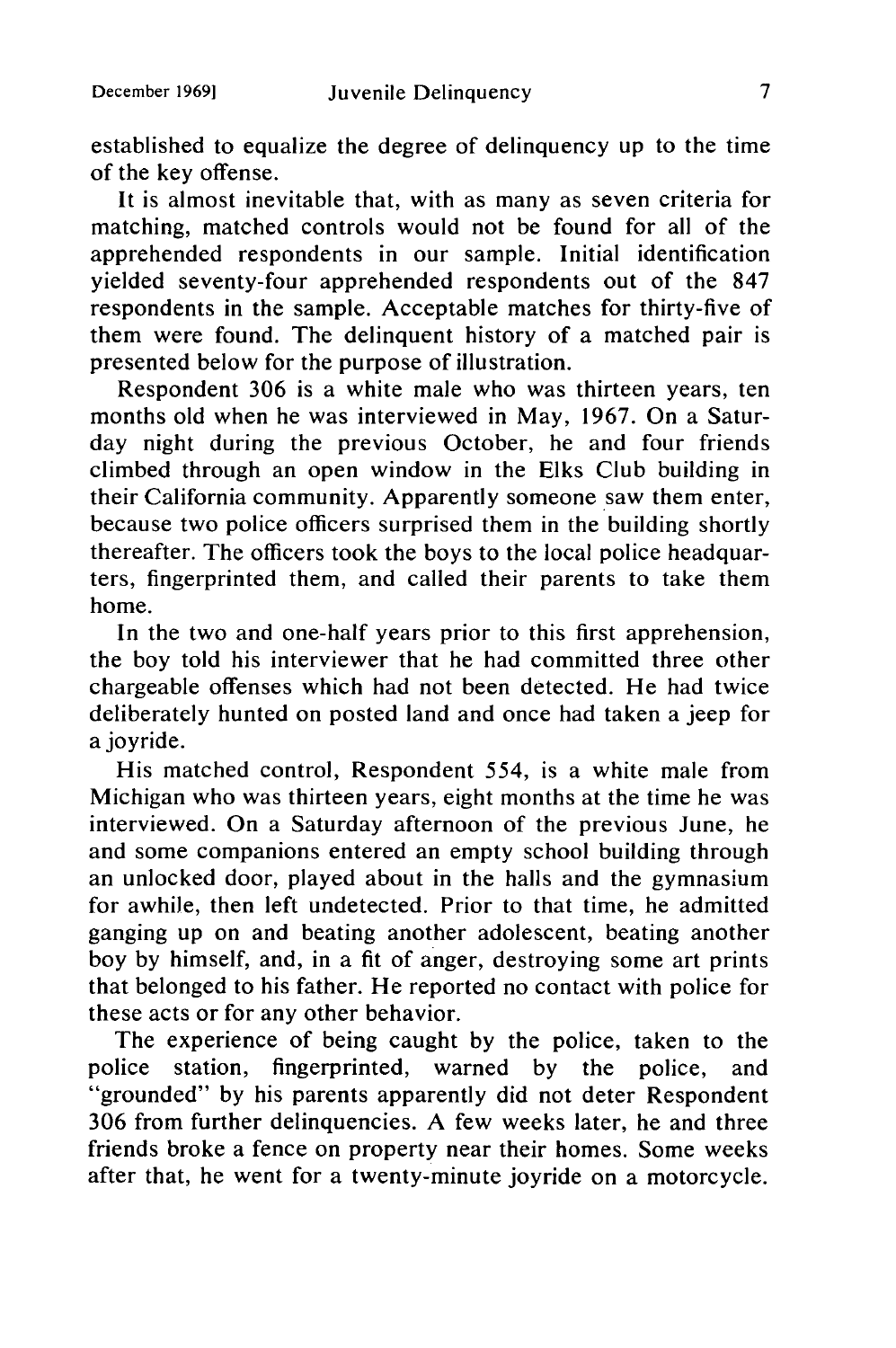established to equalize the degree of delinquency up to the time of the key offense.

It is almost inevitable that, with as many as seven criteria for matching, matched controls would not be found for all of the apprehended respondents in our sample. Initial identification yielded seventy-four apprehended respondents out of the 847 respondents in the sample. Acceptable matches for thirty-five of them were found. The delinquent history of a matched pair is presented below for the purpose of illustration.

Respondent 306 is a white male who was thirteen years, ten months old when he was interviewed in May, 1967. On a Saturday night during the previous October, he and four friends climbed through an open window in the Elks Club building in their California community. Apparently someone saw them enter, because two police officers surprised them in the building shortly thereafter. The officers took the boys to the local police headquarters, fingerprinted them, and called their parents to take them home.

In the two and one-half years prior to this first apprehension, the boy told his interviewer that he had committed three other chargeable offenses which had not been detected. He had twice deliberately hunted on posted land and once had taken a jeep for a joyride.

His matched control, Respondent 554, is a white male from Michigan who was thirteen years, eight months at the time he was interviewed. On a Saturday afternoon of the previous June, he and some companions entered an empty school building through an unlocked door, played about in the halls and the gymnasium for awhile, then left undetected. Prior to that time, he admitted ganging up on and beating another adolescent, beating another boy by himself, and, in a fit of anger, destroying some art prints that belonged to his father. He reported no contact with police for these acts or for any other behavior.

The experience of being caught by the police, taken to the police station, fingerprinted, warned by the police, and "grounded" by his parents apparently did not deter Respondent 306 from further delinquencies. A few weeks later, he and three friends broke a fence on property near their homes. Some weeks after that, he went for a twenty-minute joyride on a motorcycle.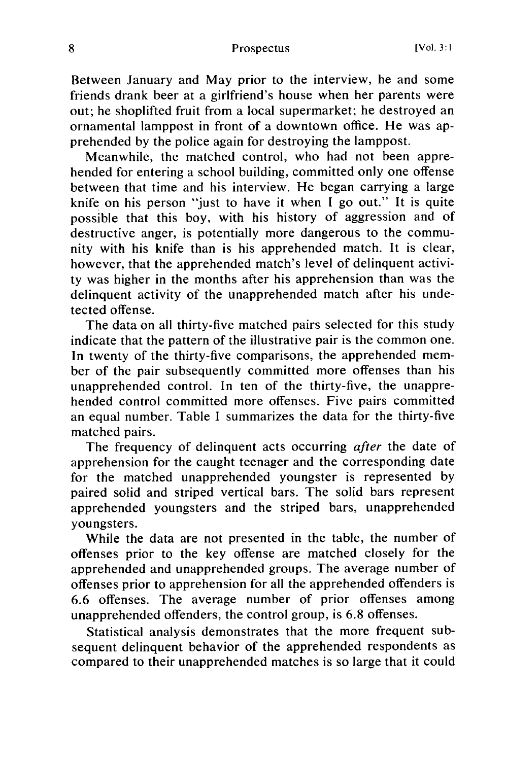Between January and May prior to the interview, he and some friends drank beer at a girlfriend's house when her parents were out; he shoplifted fruit from a local supermarket; he destroyed an ornamental lamppost in front of a downtown office. He was apprehended by the police again for destroying the lamppost.

Meanwhile, the matched control, who had not been apprehended for entering a school building, committed only one offense between that time and his interview. He began carrying a large knife on his person "just to have it when I go out." It is quite possible that this boy, with his history of aggression and of destructive anger, is potentially more dangerous to the community with his knife than is his apprehended match. It is clear, however, that the apprehended match's level of delinquent activity was higher in the months after his apprehension than was the delinquent activity of the unapprehended match after his undetected offense.

The data on all thirty-five matched pairs selected for this study indicate that the pattern of the illustrative pair is the common one. In twenty of the thirty-five comparisons, the apprehended member of the pair subsequently committed more offenses than his unapprehended control. In ten of the thirty-five, the unapprehended control committed more offenses. Five pairs committed an equal number. Table I summarizes the data for the thirty-five matched pairs.

The frequency of delinquent acts occurring *after* the date of apprehension for the caught teenager and the corresponding date for the matched unapprehended youngster is represented by paired solid and striped vertical bars. The solid bars represent apprehended youngsters and the striped bars, unapprehended youngsters.

While the data are not presented in the table, the number of offenses prior to the key offense are matched closely for the apprehended and unapprehended groups. The average number of offenses prior to apprehension for all the apprehended offenders is 6.6 offenses. The average number of prior offenses among unapprehended offenders, the control group, is 6.8 offenses.

Statistical analysis demonstrates that the more frequent subsequent delinquent behavior of the apprehended respondents as compared to their unapprehended matches is so large that it could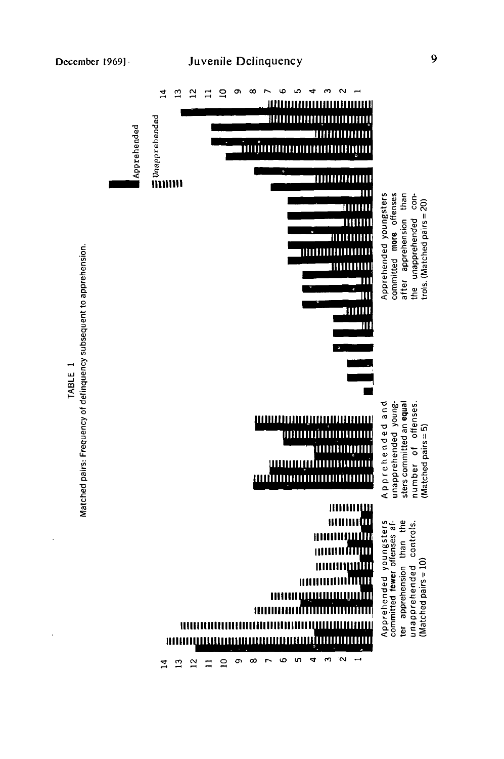TABLE 1

Matched pairs: Frequency of delinquency subsequent to apprehension.

■ Apprehended

||||||| Unapprehended

Apprehended youngsters committed **fewer** offenses after apprehension than the unapprehended controls. (Matched pairs = 10)

Apprehended and unapprehended youngsters committed an **equal** number of offenses. (Matched pairs = 5)

Apprehended youngsters committed **more** offenses after apprehension than the unapprehended controls. (Matched pairs = 20)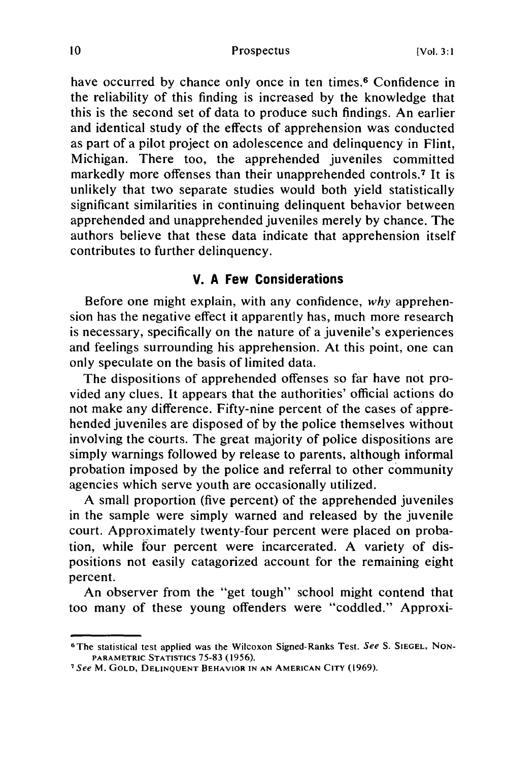have occurred by chance only once in ten times.[6] Confidence in the reliability of this finding is increased by the knowledge that this is the second set of data to produce such findings. An earlier and identical study of the effects of apprehension was conducted as part of a pilot project on adolescence and delinquency in Flint, Michigan. There too, the apprehended juveniles committed markedly more offenses than their unapprehended controls.[7] It is unlikely that two separate studies would both yield statistically significant similarities in continuing delinquent behavior between apprehended and unapprehended juveniles merely by chance. The authors believe that these data indicate that apprehension itself contributes to further delinquency.

## V. A Few Considerations

Before one might explain, with any confidence, *why* apprehension has the negative effect it apparently has, much more research is necessary, specifically on the nature of a juvenile's experiences and feelings surrounding his apprehension. At this point, one can only speculate on the basis of limited data.

The dispositions of apprehended offenses so far have not provided any clues. It appears that the authorities' official actions do not make any difference. Fifty-nine percent of the cases of apprehended juveniles are disposed of by the police themselves without involving the courts. The great majority of police dispositions are simply warnings followed by release to parents, although informal probation imposed by the police and referral to other community agencies which serve youth are occasionally utilized.

A small proportion (five percent) of the apprehended juveniles in the sample were simply warned and released by the juvenile court. Approximately twenty-four percent were placed on probation, while four percent were incarcerated. A variety of dispositions not easily catagorized account for the remaining eight percent.

An observer from the "get tough" school might contend that too many of these young offenders were "coddled." Approxi-

---

[6] The statistical test applied was the Wilcoxon Signed-Ranks Test. *See* S. Siegel, Nonparametric Statistics 75-83 (1956).

[7] *See* M. Gold, Delinquent Behavior in an American City (1969).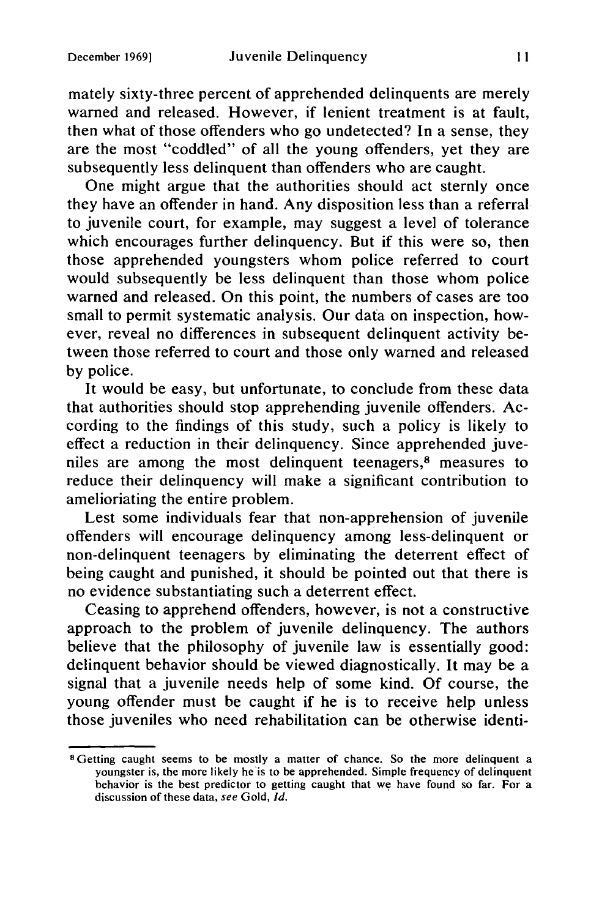mately sixty-three percent of apprehended delinquents are merely warned and released. However, if lenient treatment is at fault, then what of those offenders who go undetected? In a sense, they are the most "coddled" of all the young offenders, yet they are subsequently less delinquent than offenders who are caught.

One might argue that the authorities should act sternly once they have an offender in hand. Any disposition less than a referral to juvenile court, for example, may suggest a level of tolerance which encourages further delinquency. But if this were so, then those apprehended youngsters whom police referred to court would subsequently be less delinquent than those whom police warned and released. On this point, the numbers of cases are too small to permit systematic analysis. Our data on inspection, however, reveal no differences in subsequent delinquent activity between those referred to court and those only warned and released by police.

It would be easy, but unfortunate, to conclude from these data that authorities should stop apprehending juvenile offenders. According to the findings of this study, such a policy is likely to effect a reduction in their delinquency. Since apprehended juveniles are among the most delinquent teenagers,[8] measures to reduce their delinquency will make a significant contribution to ameliorating the entire problem.

Lest some individuals fear that non-apprehension of juvenile offenders will encourage delinquency among less-delinquent or non-delinquent teenagers by eliminating the deterrent effect of being caught and punished, it should be pointed out that there is no evidence substantiating such a deterrent effect.

Ceasing to apprehend offenders, however, is not a constructive approach to the problem of juvenile delinquency. The authors believe that the philosophy of juvenile law is essentially good: delinquent behavior should be viewed diagnostically. It may be a signal that a juvenile needs help of some kind. Of course, the young offender must be caught if he is to receive help unless those juveniles who need rehabilitation can be otherwise identi-

---

[8] Getting caught seems to be mostly a matter of chance. So the more delinquent a youngster is, the more likely he is to be apprehended. Simple frequency of delinquent behavior is the best predictor to getting caught that we have found so far. For a discussion of these data, *see* Gold, *Id.*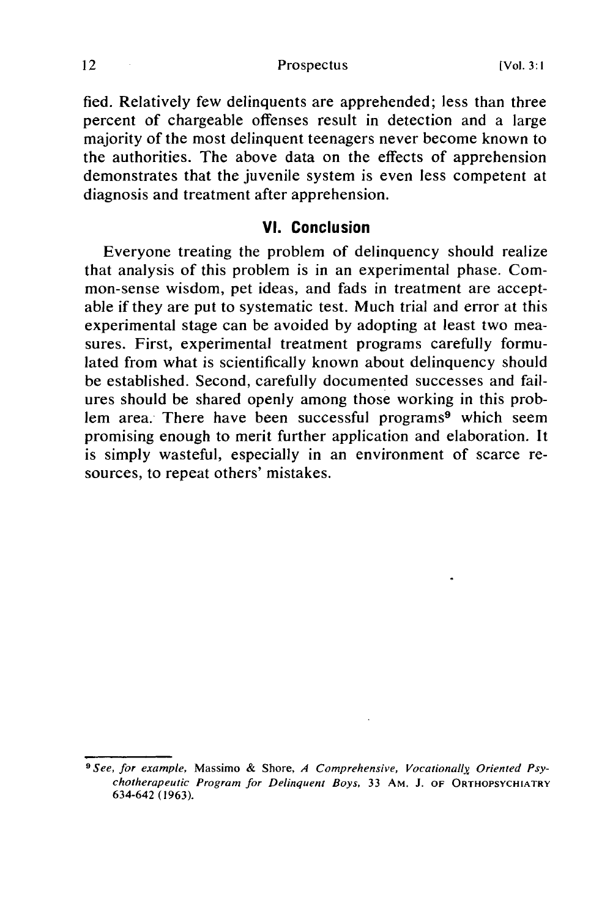fied. Relatively few delinquents are apprehended; less than three percent of chargeable offenses result in detection and a large majority of the most delinquent teenagers never become known to the authorities. The above data on the effects of apprehension demonstrates that the juvenile system is even less competent at diagnosis and treatment after apprehension.

## VI. Conclusion

Everyone treating the problem of delinquency should realize that analysis of this problem is in an experimental phase. Common-sense wisdom, pet ideas, and fads in treatment are acceptable if they are put to systematic test. Much trial and error at this experimental stage can be avoided by adopting at least two measures. First, experimental treatment programs carefully formulated from what is scientifically known about delinquency should be established. Second, carefully documented successes and failures should be shared openly among those working in this problem area. There have been successful programs[9] which seem promising enough to merit further application and elaboration. It is simply wasteful, especially in an environment of scarce resources, to repeat others' mistakes.

---

[9] *See, for example,* Massimo & Shore, *A Comprehensive, Vocationally Oriented Psychotherapeutic Program for Delinquent Boys,* 33 AM. J. OF ORTHOPSYCHIATRY 634-642 (1963).